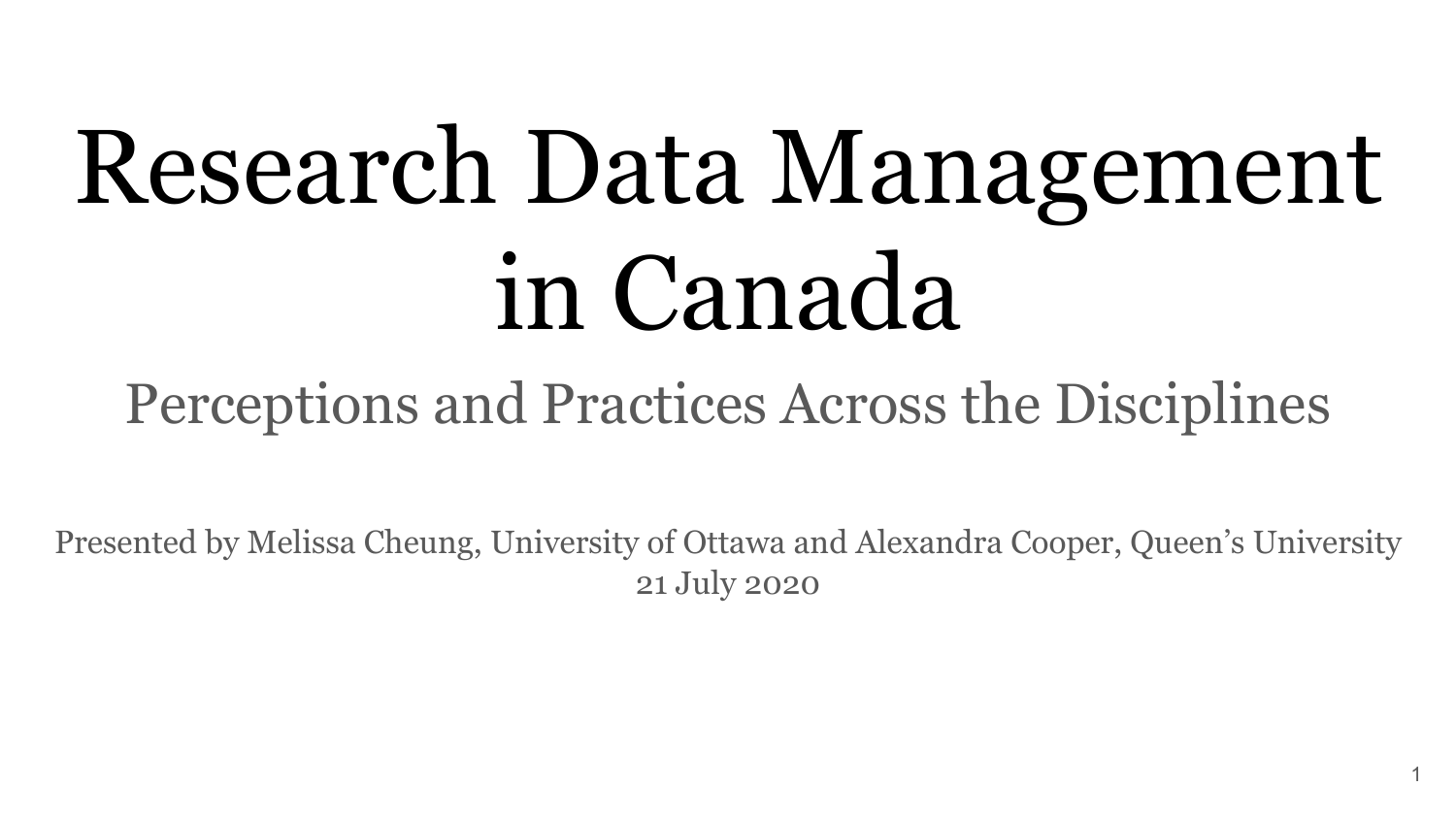# Research Data Management in Canada

## Perceptions and Practices Across the Disciplines

Presented by Melissa Cheung, University of Ottawa and Alexandra Cooper, Queen's University

21 July 2020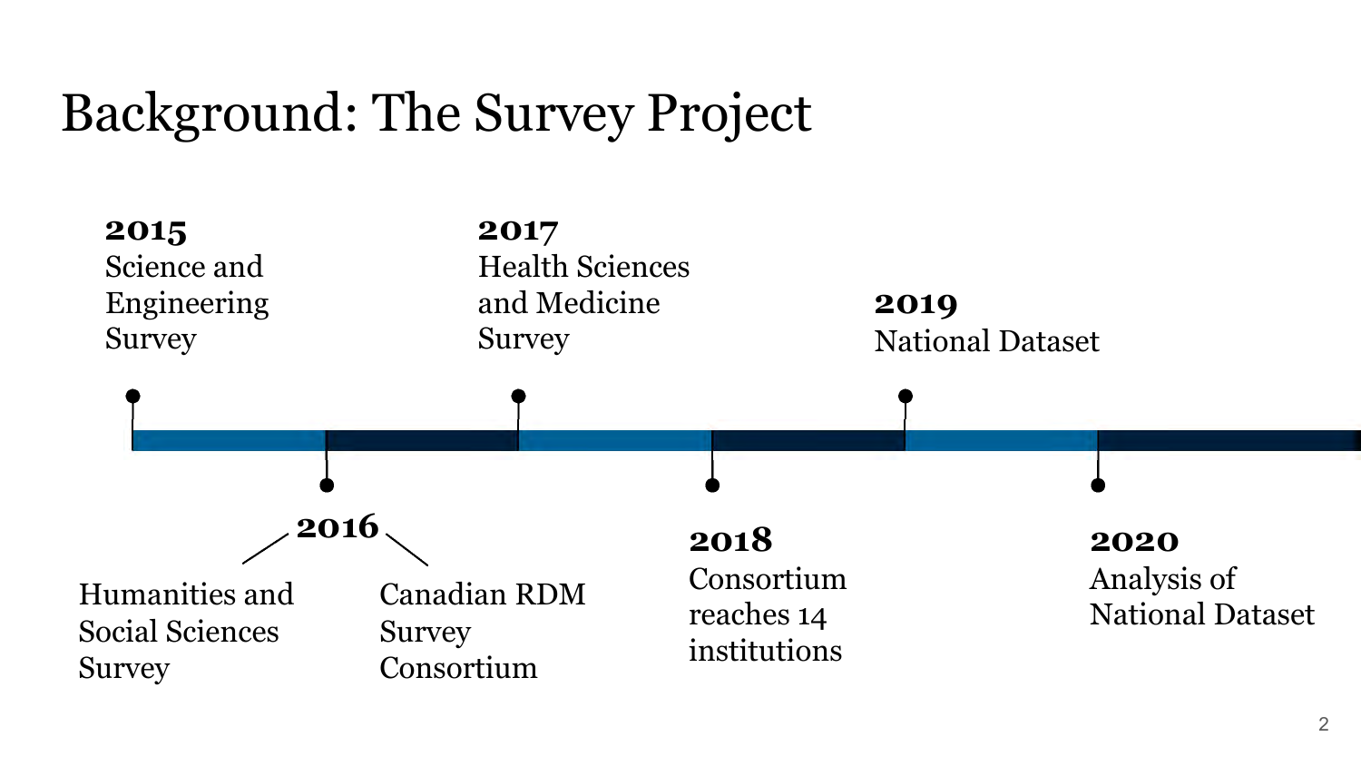# Background: The Survey Project

- **2015**
  Science and Engineering Survey
- **2016**
  - Humanities and Social Sciences Survey
  - Canadian RDM Survey Consortium
- **2017**
  Health Sciences and Medicine Survey
- **2018**
  Consortium reaches 14 institutions
- **2019**
  National Dataset
- **2020**
  Analysis of National Dataset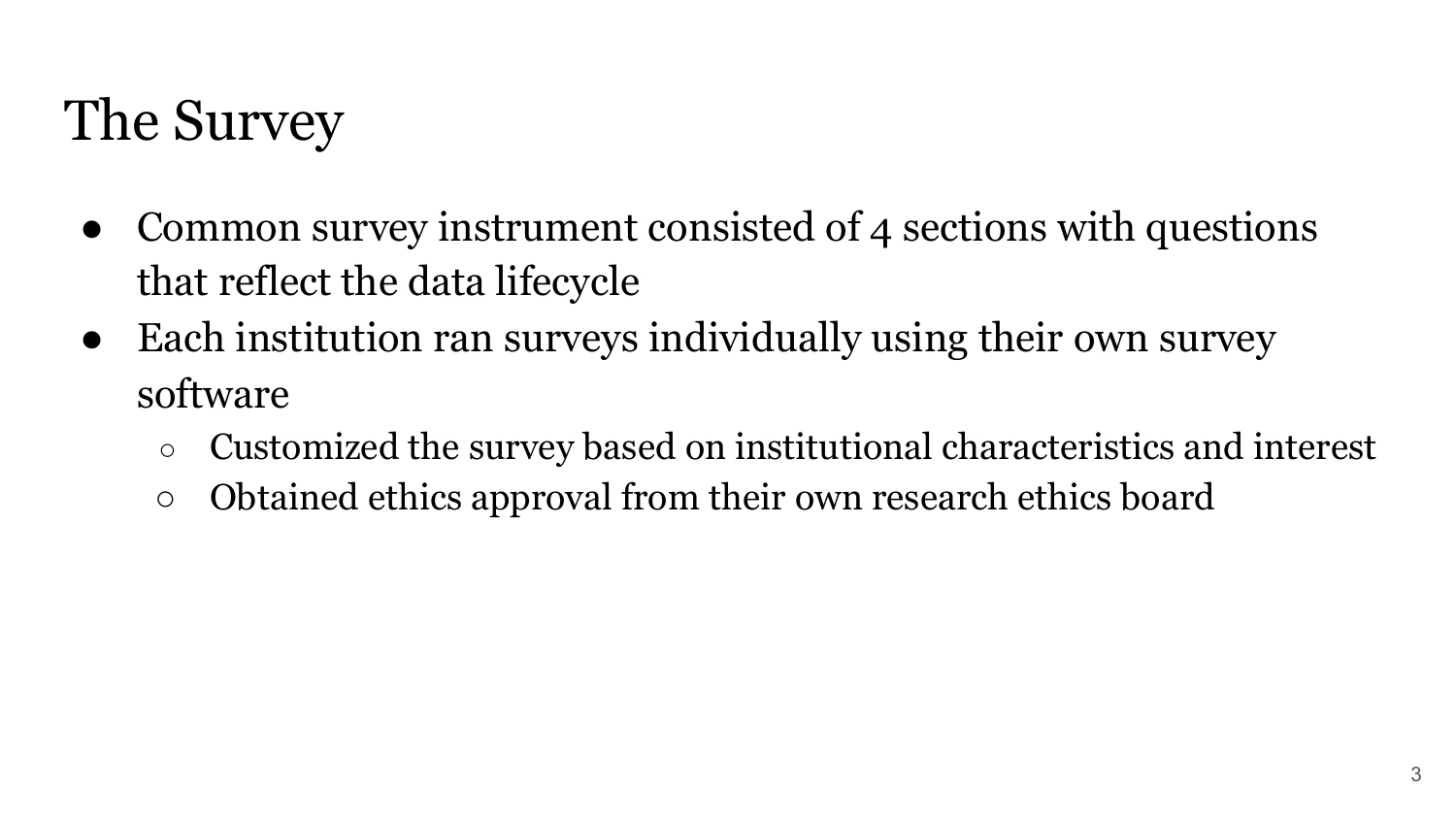# The Survey

- Common survey instrument consisted of 4 sections with questions that reflect the data lifecycle
- Each institution ran surveys individually using their own survey software
  - Customized the survey based on institutional characteristics and interest
  - Obtained ethics approval from their own research ethics board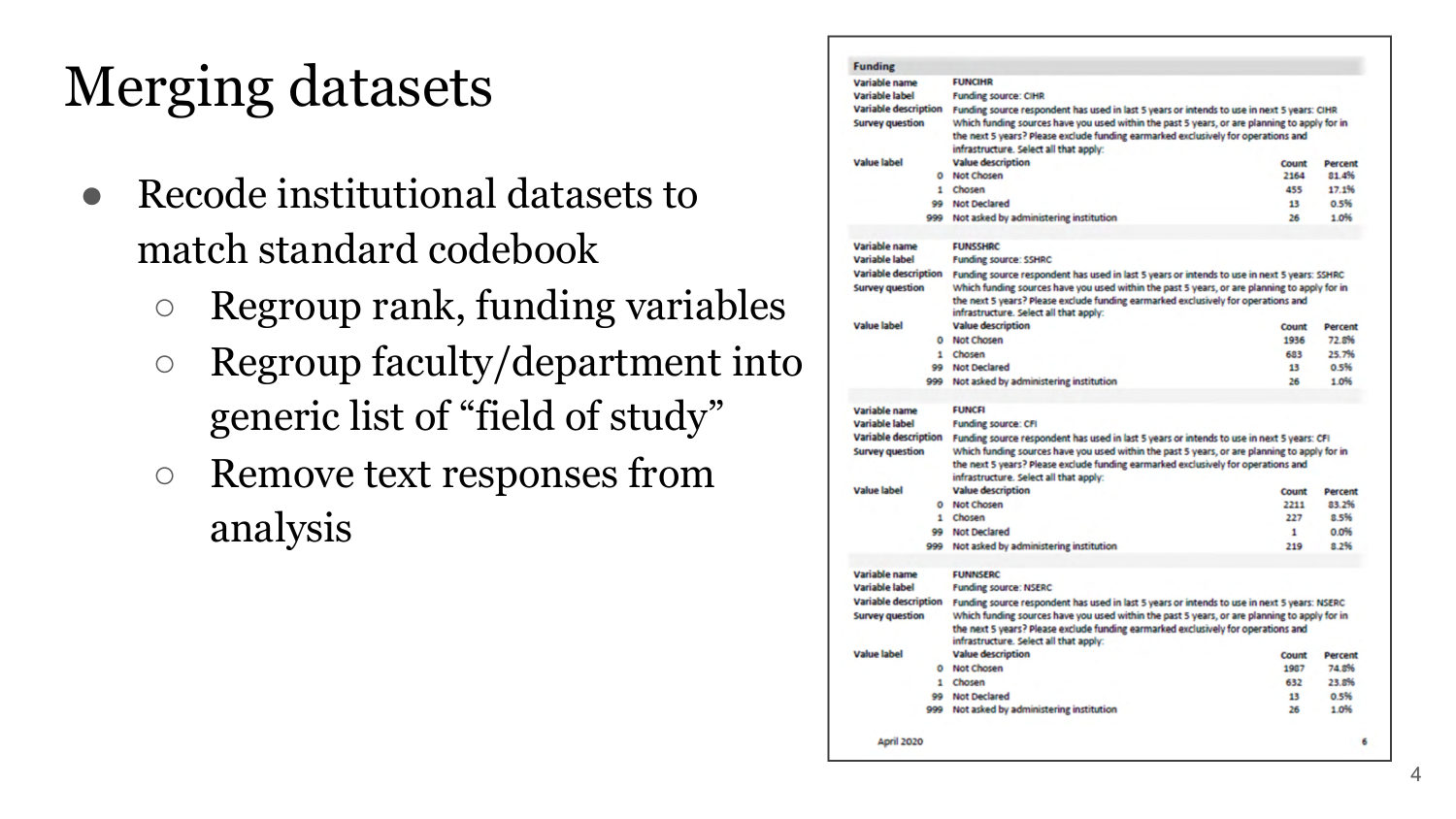# Merging datasets

- Recode institutional datasets to match standard codebook
  - Regroup rank, funding variables
  - Regroup faculty/department into generic list of "field of study"
  - Remove text responses from analysis

**Funding**

**Variable name** FUNCIHR
**Variable label** Funding source: CIHR
**Variable description** Funding source respondent has used in last 5 years or intends to use in next 5 years: CIHR
**Survey question** Which funding sources have you used within the past 5 years, or are planning to apply for in the next 5 years? Please exclude funding earmarked exclusively for operations and infrastructure. Select all that apply:

| Value label | Value description | Count | Percent |
|---|---|---|---|
| 0 | Not Chosen | 2164 | 81.4% |
| 1 | Chosen | 455 | 17.1% |
| 99 | Not Declared | 13 | 0.5% |
| 999 | Not asked by administering institution | 26 | 1.0% |

**Variable name** FUNSSHRC
**Variable label** Funding source: SSHRC
**Variable description** Funding source respondent has used in last 5 years or intends to use in next 5 years: SSHRC
**Survey question** Which funding sources have you used within the past 5 years, or are planning to apply for in the next 5 years? Please exclude funding earmarked exclusively for operations and infrastructure. Select all that apply:

| Value label | Value description | Count | Percent |
|---|---|---|---|
| 0 | Not Chosen | 1936 | 72.8% |
| 1 | Chosen | 683 | 25.7% |
| 99 | Not Declared | 13 | 0.5% |
| 999 | Not asked by administering institution | 26 | 1.0% |

**Variable name** FUNCFI
**Variable label** Funding source: CFI
**Variable description** Funding source respondent has used in last 5 years or intends to use in next 5 years: CFI
**Survey question** Which funding sources have you used within the past 5 years, or are planning to apply for in the next 5 years? Please exclude funding earmarked exclusively for operations and infrastructure. Select all that apply:

| Value label | Value description | Count | Percent |
|---|---|---|---|
| 0 | Not Chosen | 2211 | 83.2% |
| 1 | Chosen | 227 | 8.5% |
| 99 | Not Declared | 1 | 0.0% |
| 999 | Not asked by administering institution | 219 | 8.2% |

**Variable name** FUNNSERC
**Variable label** Funding source: NSERC
**Variable description** Funding source respondent has used in last 5 years or intends to use in next 5 years: NSERC
**Survey question** Which funding sources have you used within the past 5 years, or are planning to apply for in the next 5 years? Please exclude funding earmarked exclusively for operations and infrastructure. Select all that apply:

| Value label | Value description | Count | Percent |
|---|---|---|---|
| 0 | Not Chosen | 1987 | 74.8% |
| 1 | Chosen | 632 | 23.8% |
| 99 | Not Declared | 13 | 0.5% |
| 999 | Not asked by administering institution | 26 | 1.0% |

April 2020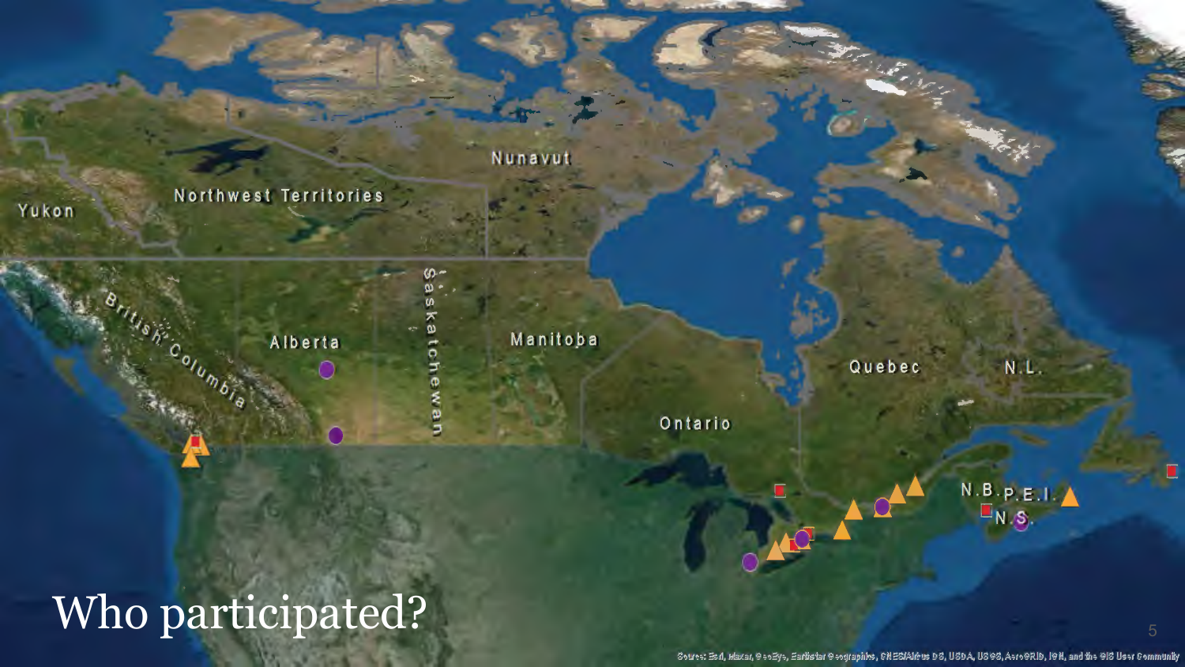# Who participated?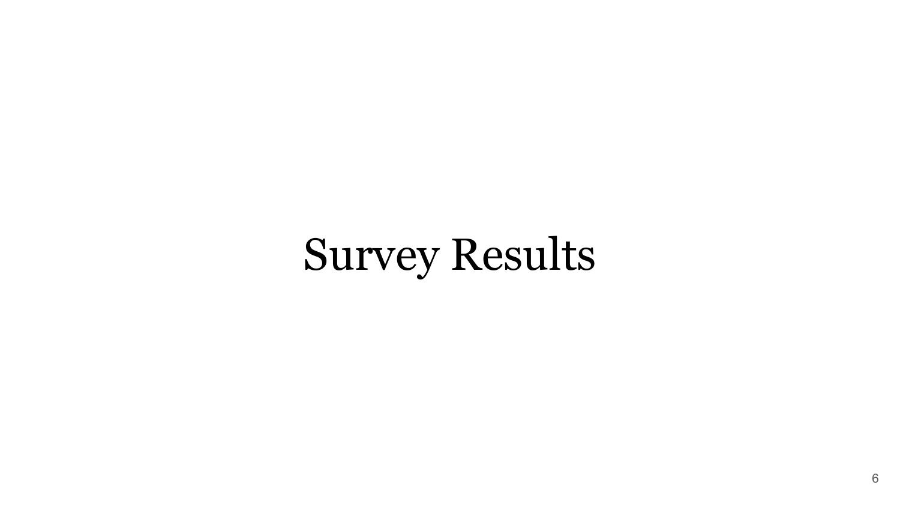# Survey Results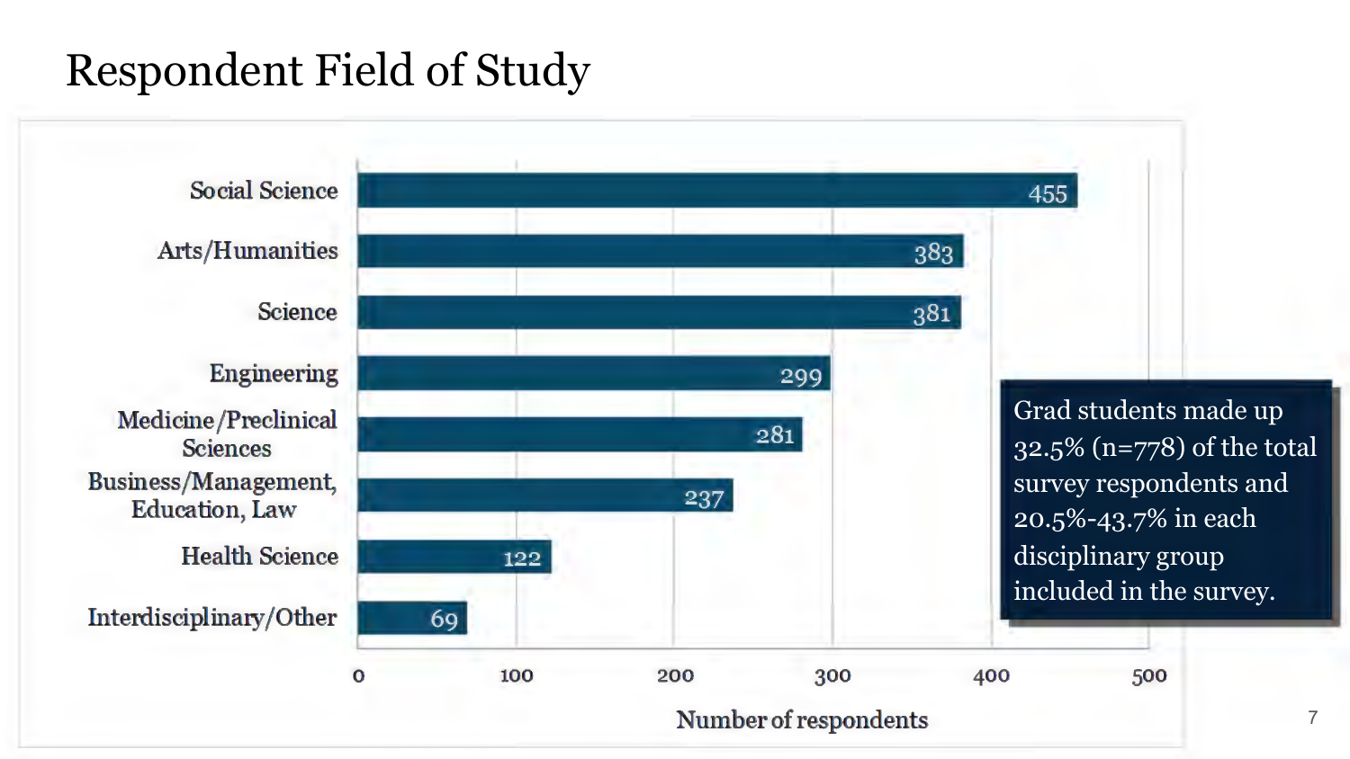# Respondent Field of Study

| Field of Study | Number of respondents |
|---|---|
| Social Science | 455 |
| Arts/Humanities | 383 |
| Science | 381 |
| Engineering | 299 |
| Medicine/Preclinical Sciences | 281 |
| Business/Management, Education, Law | 237 |
| Health Science | 122 |
| Interdisciplinary/Other | 69 |

Grad students made up 32.5% (n=778) of the total survey respondents and 20.5%-43.7% in each disciplinary group included in the survey.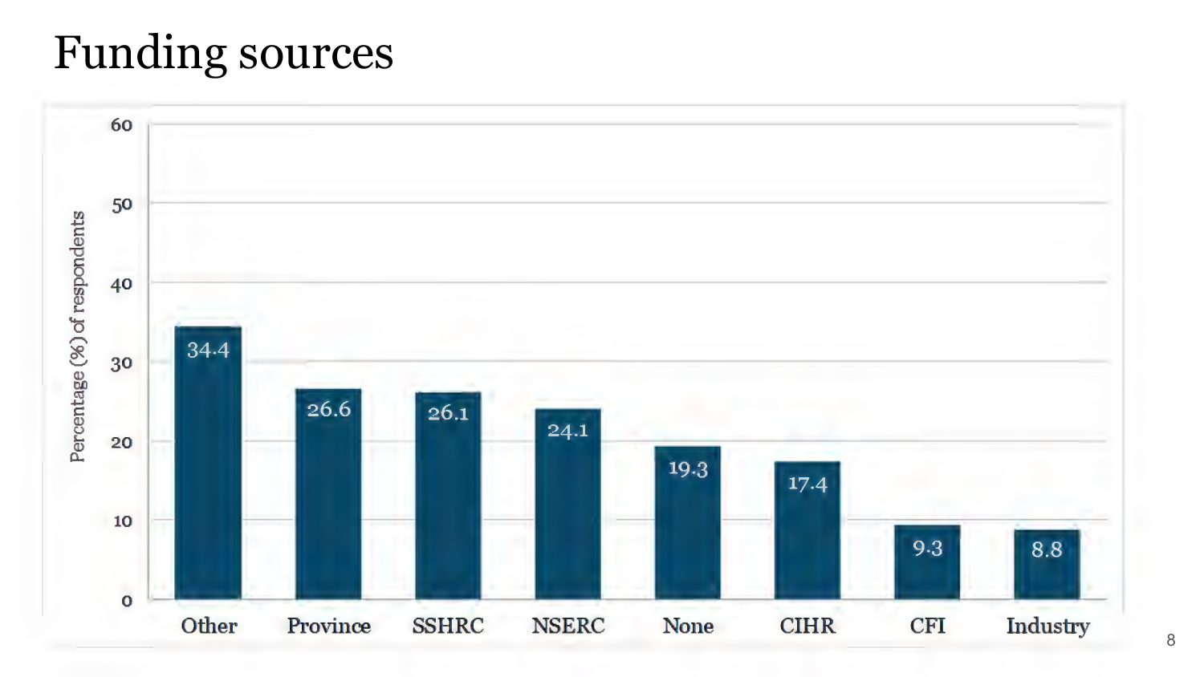# Funding sources

| Funding source | Percentage (%) of respondents |
| --- | --- |
| Other | 34.4 |
| Province | 26.6 |
| SSHRC | 26.1 |
| NSERC | 24.1 |
| None | 19.3 |
| CIHR | 17.4 |
| CFI | 9.3 |
| Industry | 8.8 |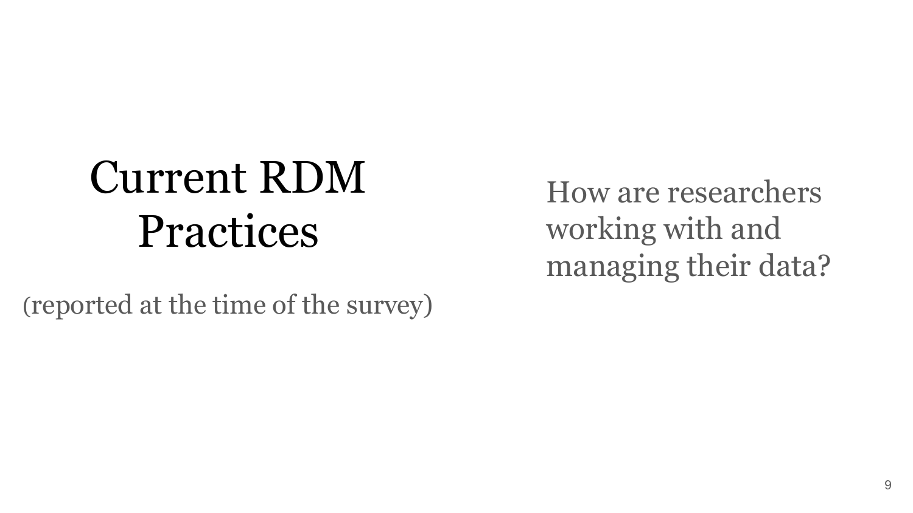# Current RDM Practices

(reported at the time of the survey)

How are researchers working with and managing their data?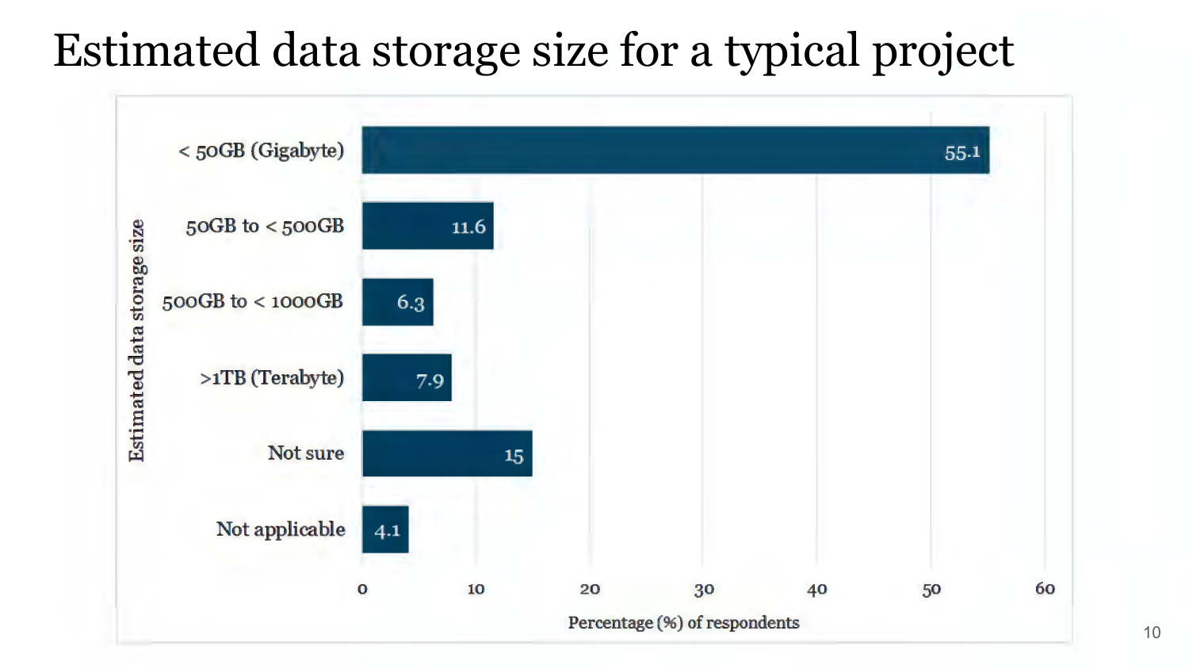# Estimated data storage size for a typical project

| Estimated data storage size | Percentage (%) of respondents |
|---|---|
| < 50GB (Gigabyte) | 55.1 |
| 50GB to < 500GB | 11.6 |
| 500GB to < 1000GB | 6.3 |
| >1TB (Terabyte) | 7.9 |
| Not sure | 15 |
| Not applicable | 4.1 |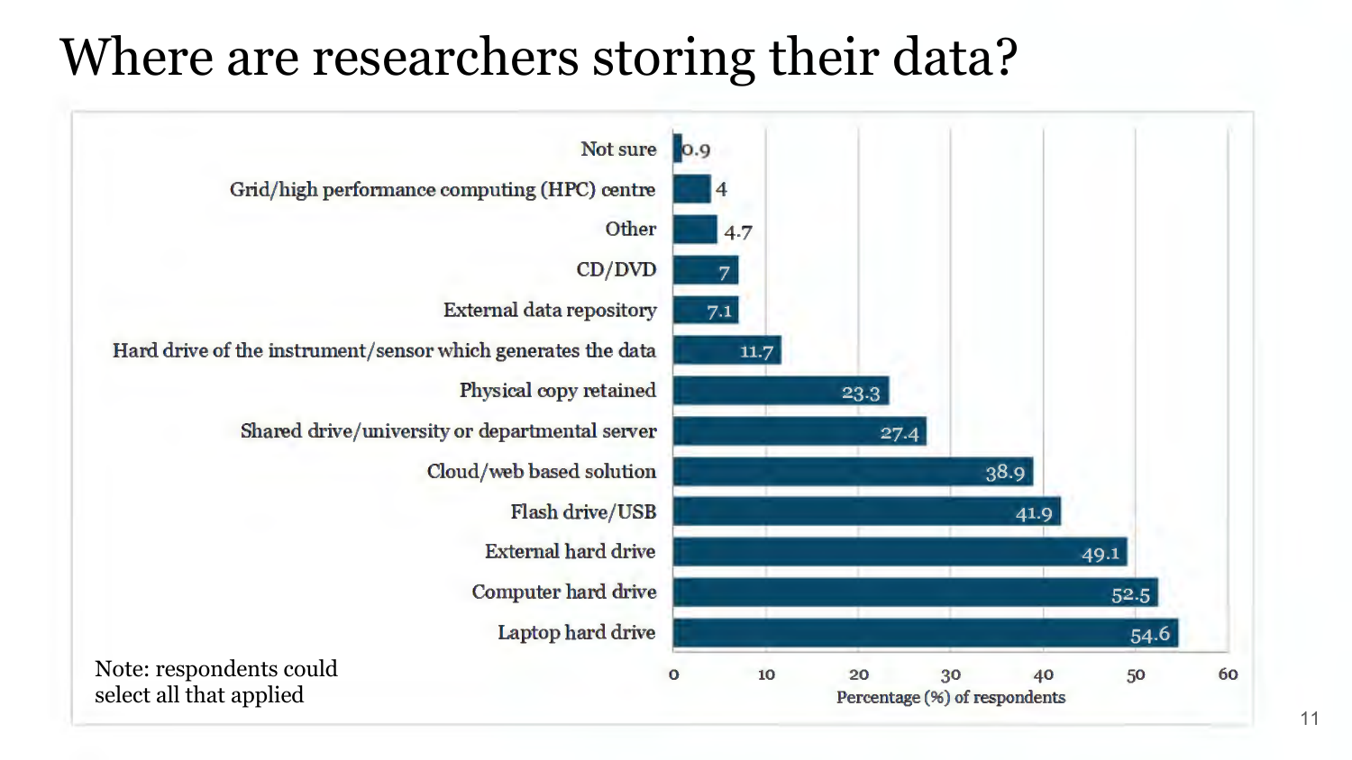# Where are researchers storing their data?

| Storage location | Percentage (%) of respondents |
| --- | --- |
| Not sure | 0.9 |
| Grid/high performance computing (HPC) centre | 4 |
| Other | 4.7 |
| CD/DVD | 7 |
| External data repository | 7.1 |
| Hard drive of the instrument/sensor which generates the data | 11.7 |
| Physical copy retained | 23.3 |
| Shared drive/university or departmental server | 27.4 |
| Cloud/web based solution | 38.9 |
| Flash drive/USB | 41.9 |
| External hard drive | 49.1 |
| Computer hard drive | 52.5 |
| Laptop hard drive | 54.6 |

Note: respondents could select all that applied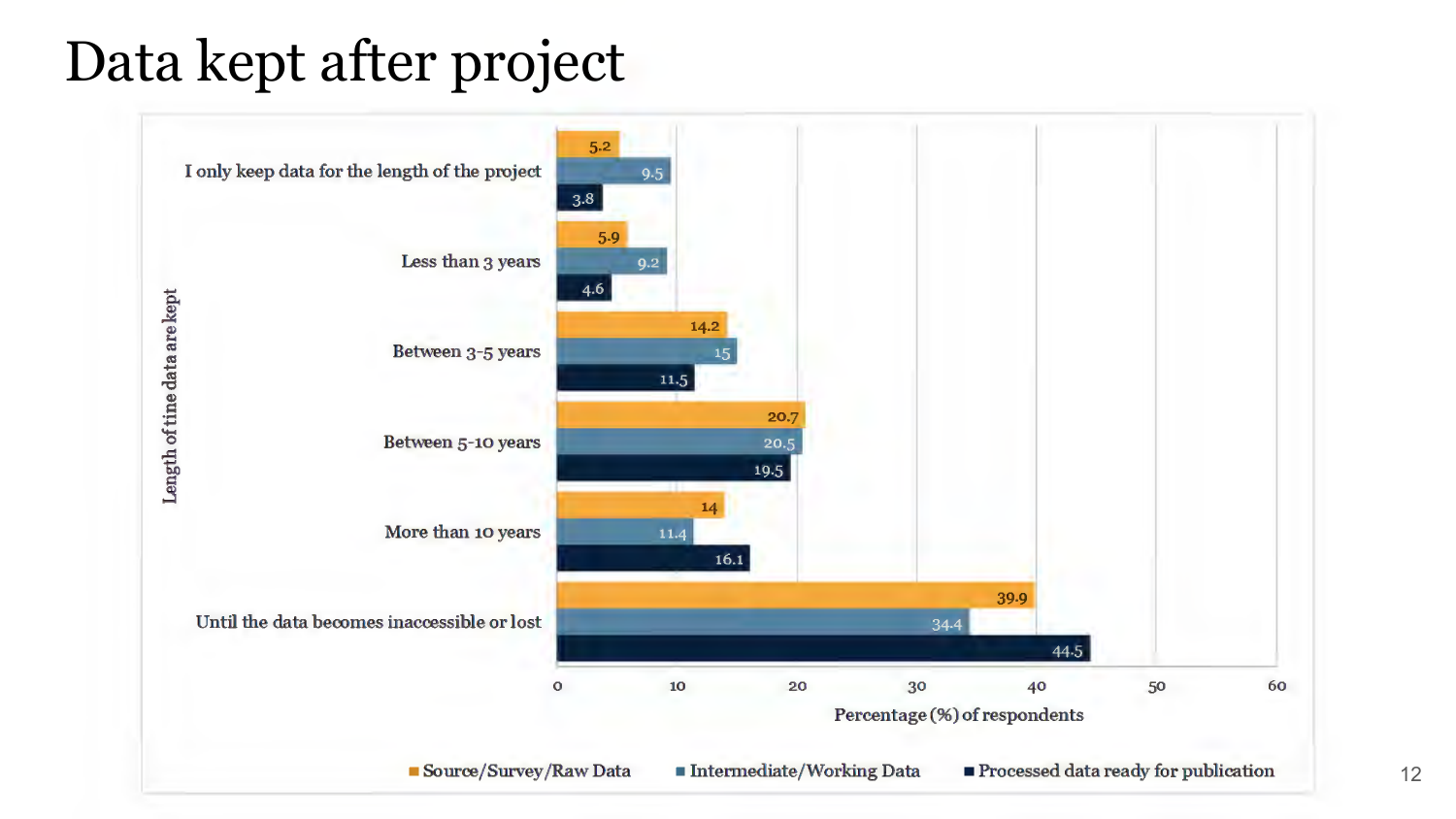# Data kept after project

| Length of time data are kept | Source/Survey/Raw Data | Intermediate/Working Data | Processed data ready for publication |
|---|---|---|---|
| I only keep data for the length of the project | 5.2 | 9.5 | 3.8 |
| Less than 3 years | 5.9 | 9.2 | 4.6 |
| Between 3-5 years | 14.2 | 15 | 11.5 |
| Between 5-10 years | 20.7 | 20.5 | 19.5 |
| More than 10 years | 14 | 11.4 | 16.1 |
| Until the data becomes inaccessible or lost | 39.9 | 34.4 | 44.5 |

Percentage (%) of respondents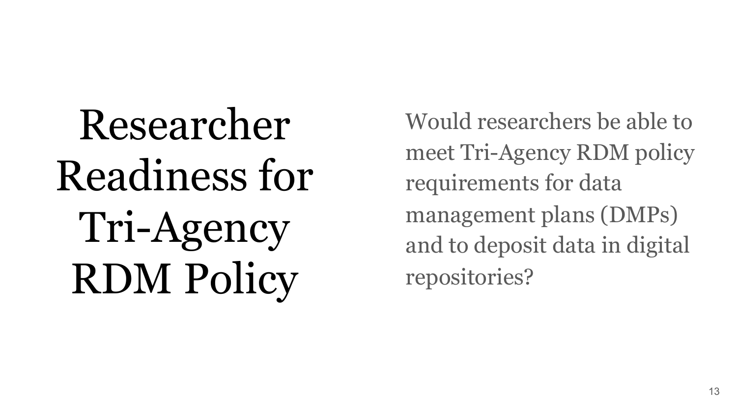# Researcher Readiness for Tri-Agency RDM Policy

Would researchers be able to meet Tri-Agency RDM policy requirements for data management plans (DMPs) and to deposit data in digital repositories?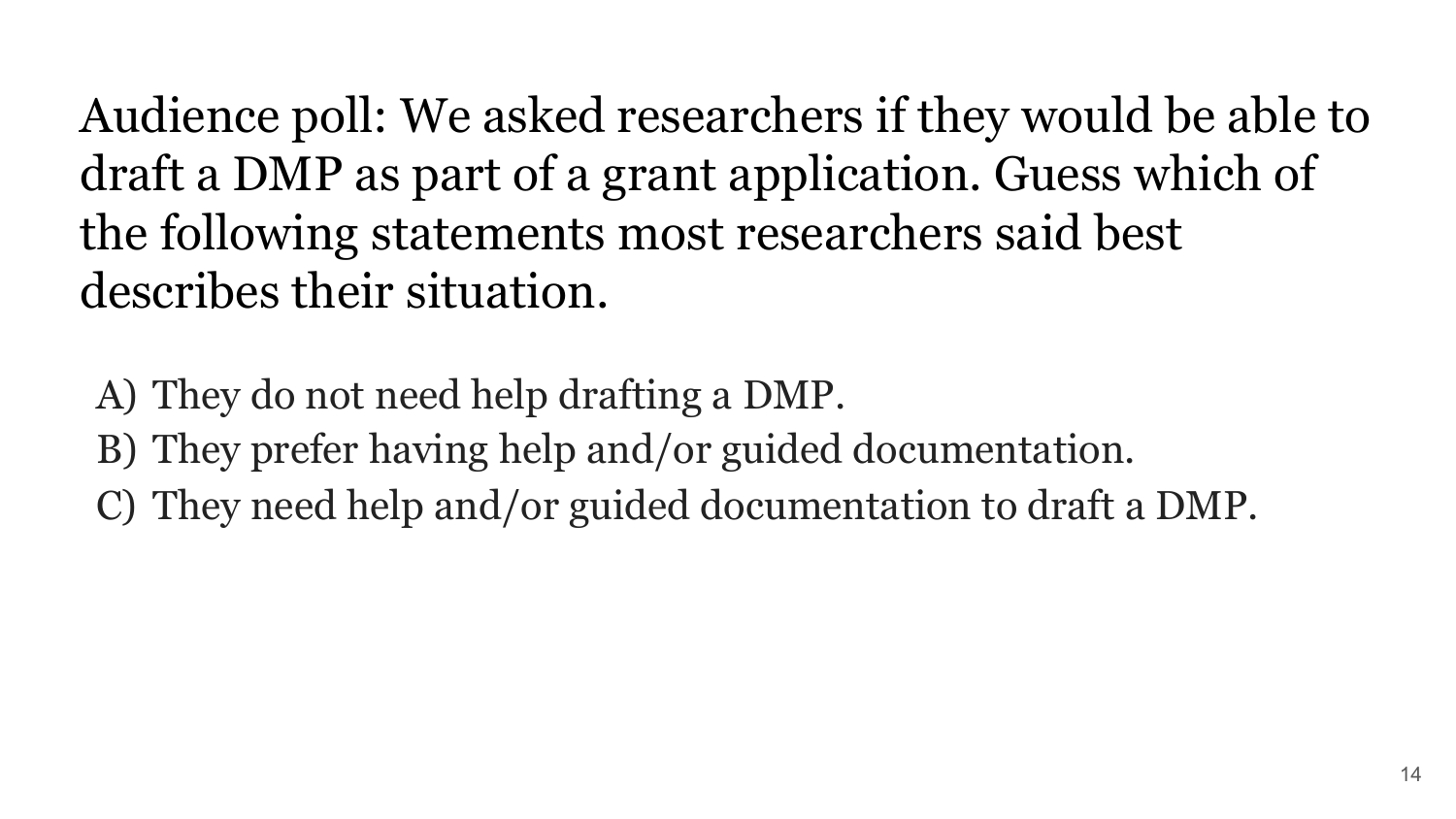Audience poll: We asked researchers if they would be able to draft a DMP as part of a grant application. Guess which of the following statements most researchers said best describes their situation.

A) They do not need help drafting a DMP.
B) They prefer having help and/or guided documentation.
C) They need help and/or guided documentation to draft a DMP.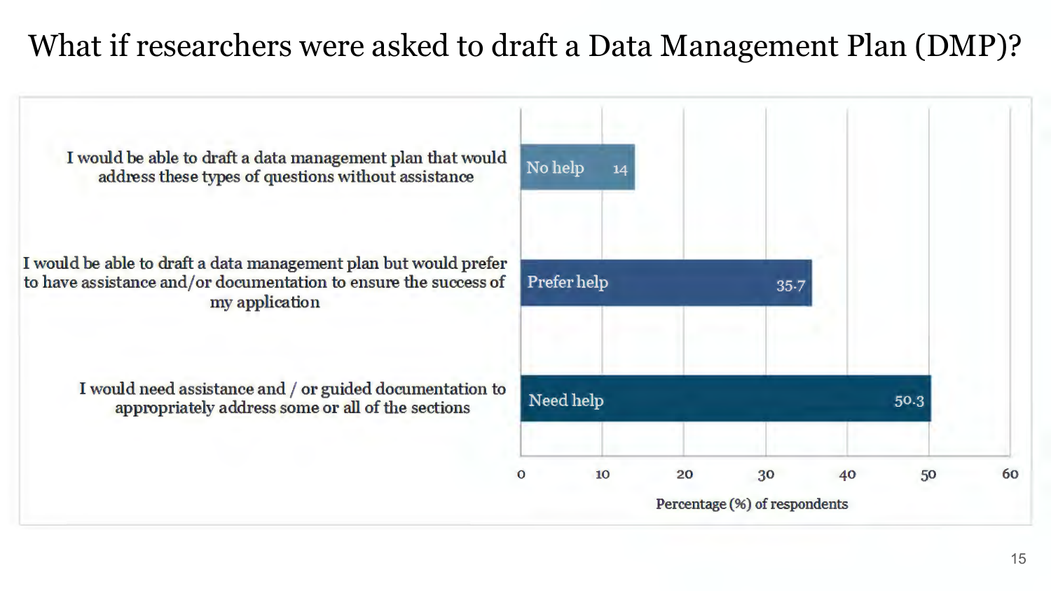# What if researchers were asked to draft a Data Management Plan (DMP)?

| Response | Label | Percentage (%) of respondents |
| --- | --- | --- |
| I would be able to draft a data management plan that would address these types of questions without assistance | No help | 14 |
| I would be able to draft a data management plan but would prefer to have assistance and/or documentation to ensure the success of my application | Prefer help | 35.7 |
| I would need assistance and / or guided documentation to appropriately address some or all of the sections | Need help | 50.3 |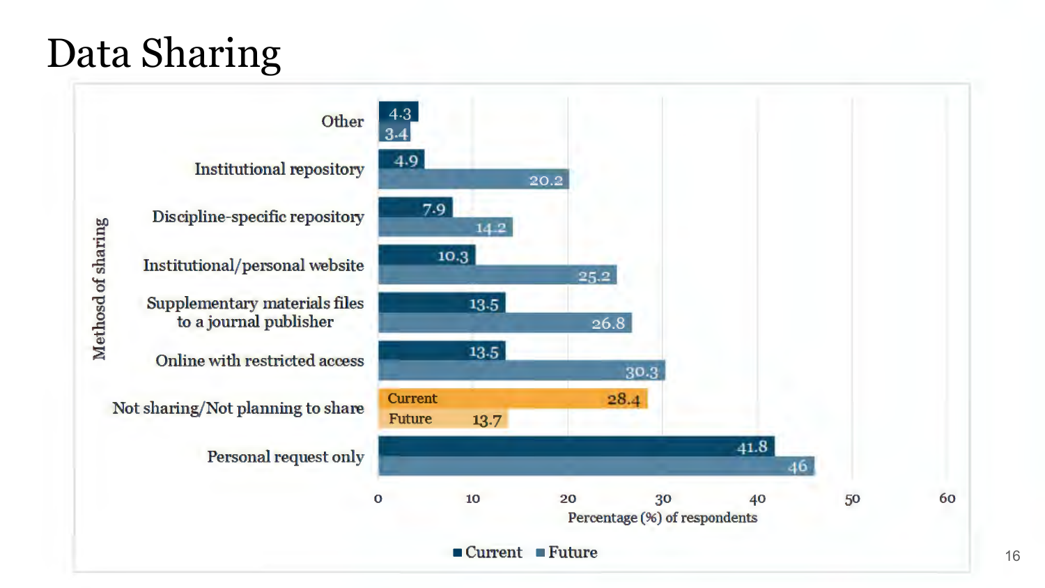# Data Sharing

| Method of sharing | Current | Future |
| --- | --- | --- |
| Other | 4.3 | 3.4 |
| Institutional repository | 4.9 | 20.2 |
| Discipline-specific repository | 7.9 | 14.2 |
| Institutional/personal website | 10.3 | 25.2 |
| Supplementary materials files to a journal publisher | 13.5 | 26.8 |
| Online with restricted access | 13.5 | 30.3 |
| Not sharing/Not planning to share | 28.4 | 13.7 |
| Personal request only | 41.8 | 46 |

Percentage (%) of respondents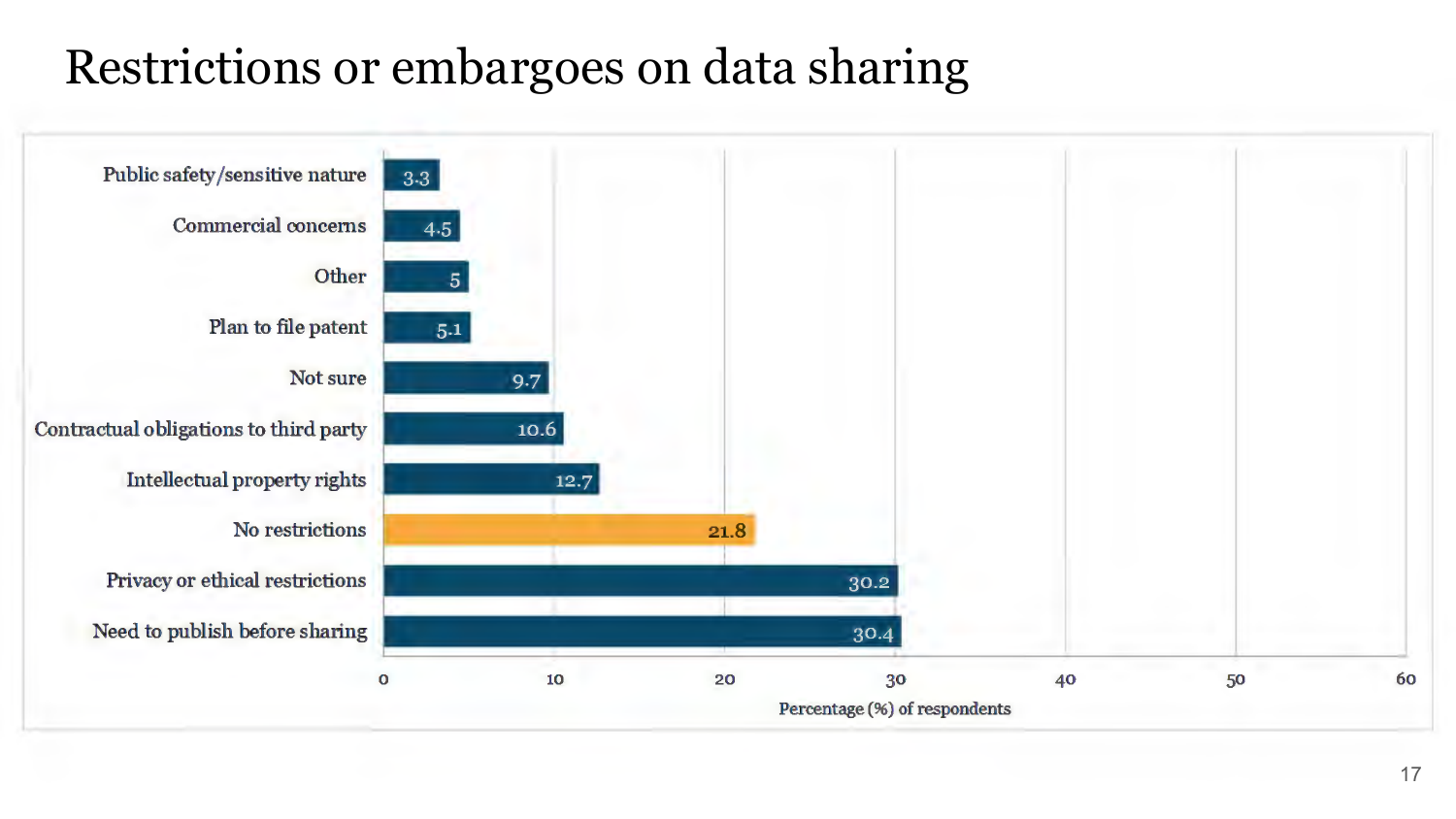# Restrictions or embargoes on data sharing

| Category | Percentage (%) of respondents |
| --- | --- |
| Public safety/sensitive nature | 3.3 |
| Commercial concerns | 4.5 |
| Other | 5 |
| Plan to file patent | 5.1 |
| Not sure | 9.7 |
| Contractual obligations to third party | 10.6 |
| Intellectual property rights | 12.7 |
| No restrictions | 21.8 |
| Privacy or ethical restrictions | 30.2 |
| Need to publish before sharing | 30.4 |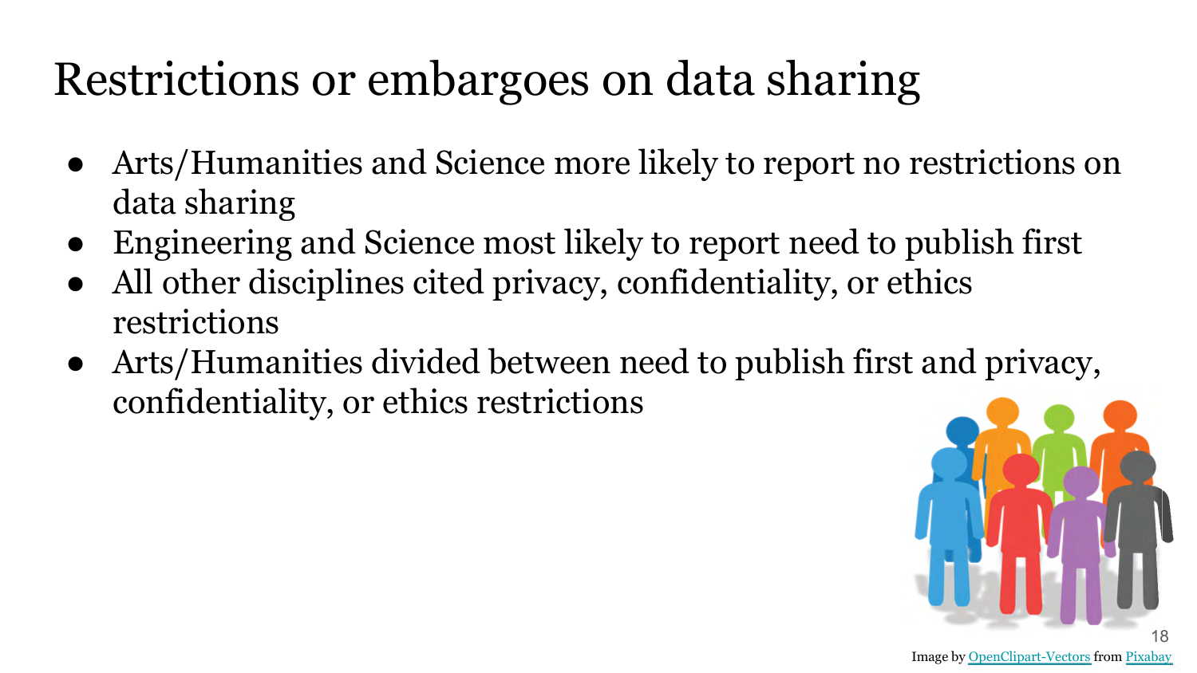# Restrictions or embargoes on data sharing

- Arts/Humanities and Science more likely to report no restrictions on data sharing
- Engineering and Science most likely to report need to publish first
- All other disciplines cited privacy, confidentiality, or ethics restrictions
- Arts/Humanities divided between need to publish first and privacy, confidentiality, or ethics restrictions

Image by OpenClipart-Vectors from Pixabay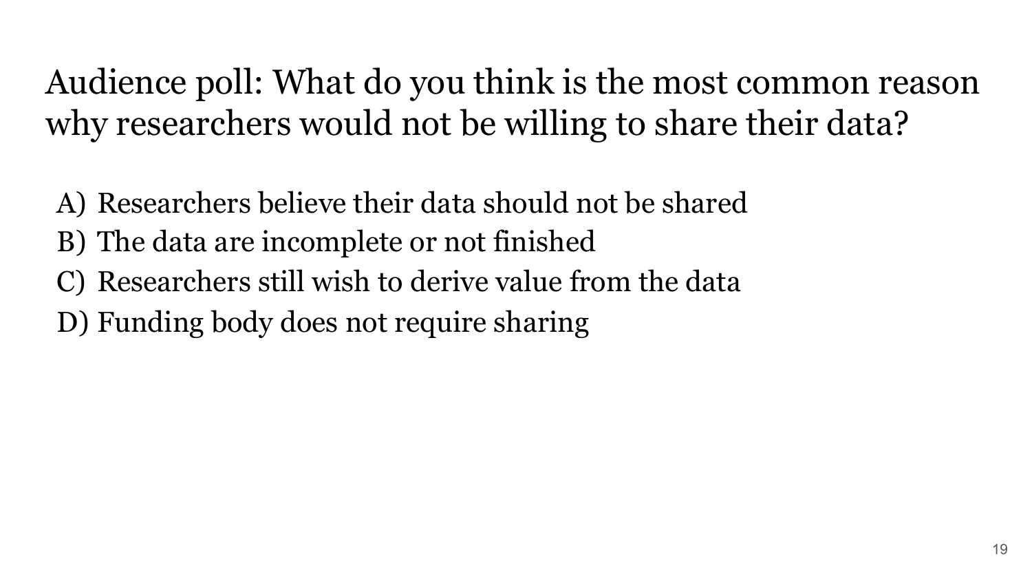# Audience poll: What do you think is the most common reason why researchers would not be willing to share their data?

A) Researchers believe their data should not be shared
B) The data are incomplete or not finished
C) Researchers still wish to derive value from the data
D) Funding body does not require sharing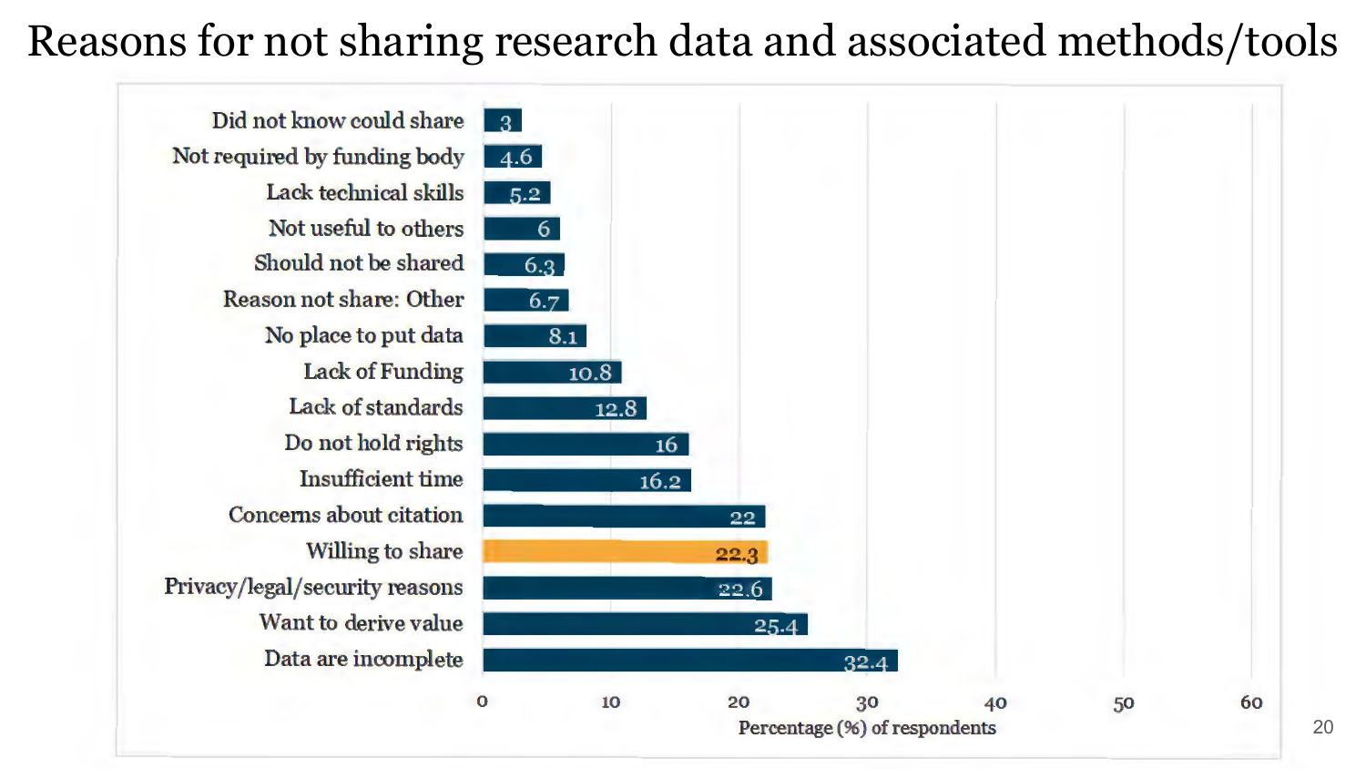# Reasons for not sharing research data and associated methods/tools

| Reason | Percentage (%) of respondents |
| --- | --- |
| Did not know could share | 3 |
| Not required by funding body | 4.6 |
| Lack technical skills | 5.2 |
| Not useful to others | 6 |
| Should not be shared | 6.3 |
| Reason not share: Other | 6.7 |
| No place to put data | 8.1 |
| Lack of Funding | 10.8 |
| Lack of standards | 12.8 |
| Do not hold rights | 16 |
| Insufficient time | 16.2 |
| Concerns about citation | 22 |
| Willing to share | 22.3 |
| Privacy/legal/security reasons | 22.6 |
| Want to derive value | 25.4 |
| Data are incomplete | 32.4 |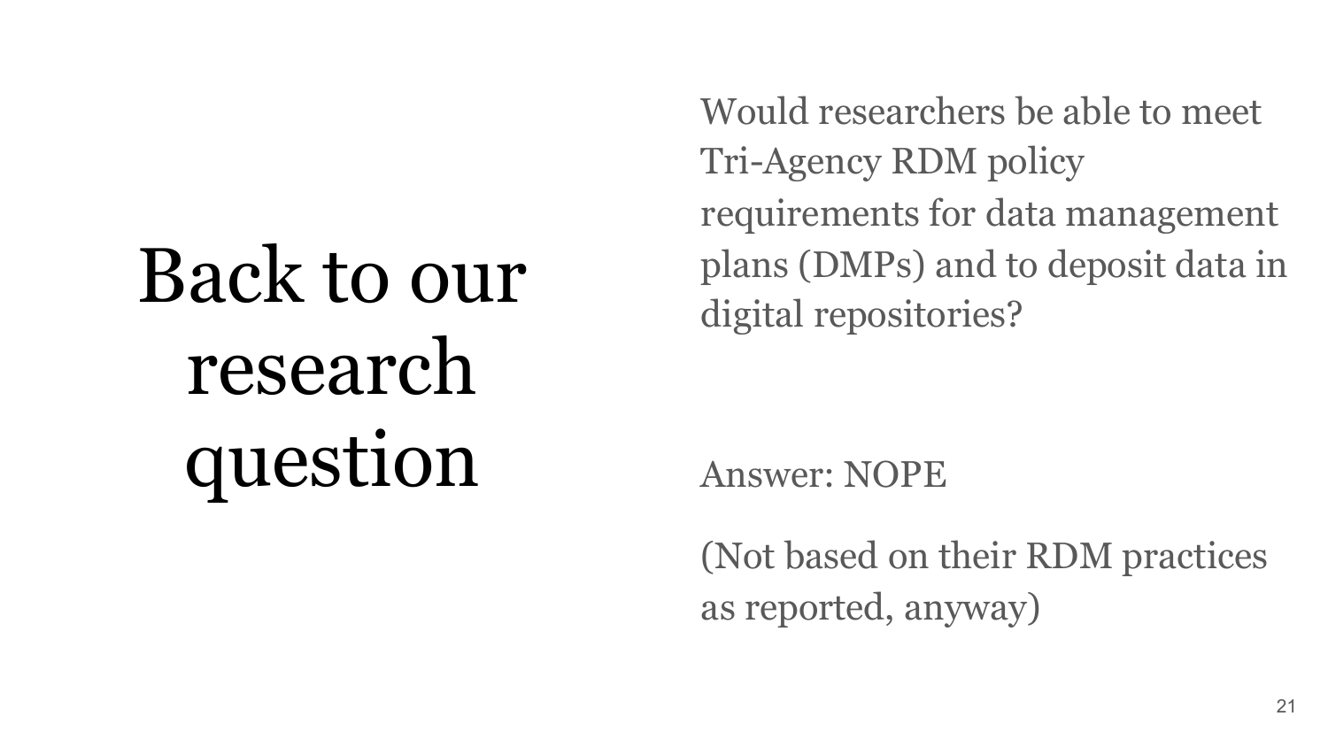# Back to our research question

Would researchers be able to meet Tri-Agency RDM policy requirements for data management plans (DMPs) and to deposit data in digital repositories?

Answer: NOPE

(Not based on their RDM practices as reported, anyway)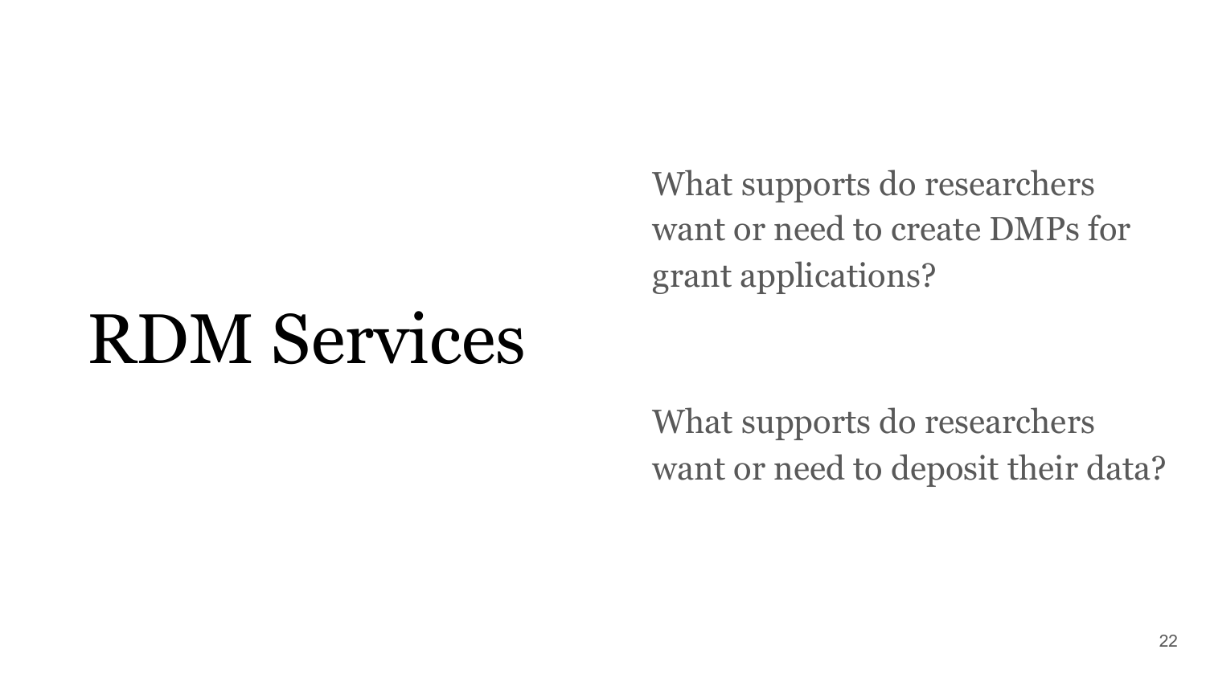# RDM Services

What supports do researchers want or need to create DMPs for grant applications?

What supports do researchers want or need to deposit their data?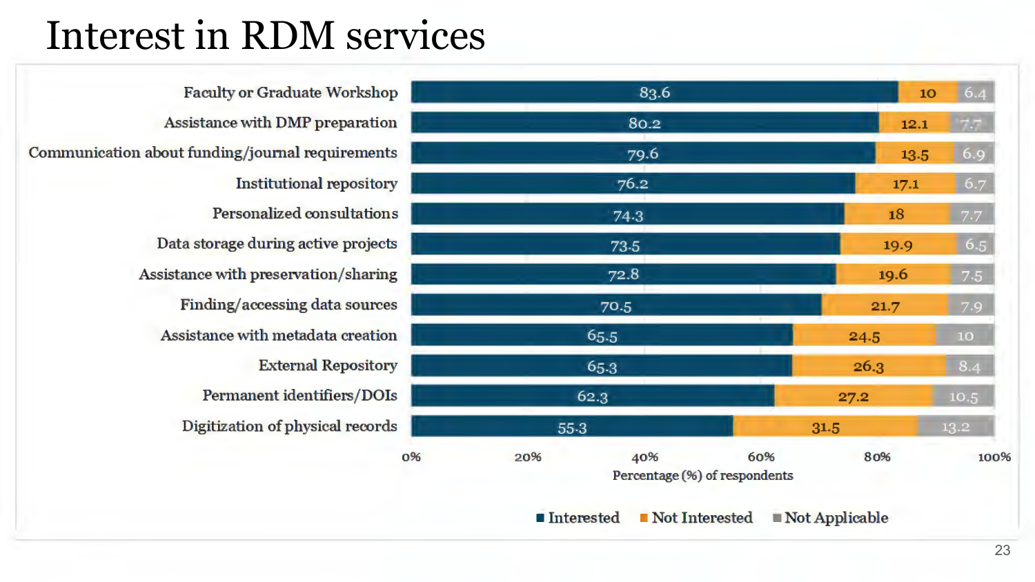# Interest in RDM services

| Service | Interested | Not Interested | Not Applicable |
| --- | --- | --- | --- |
| Faculty or Graduate Workshop | 83.6 | 10 | 6.4 |
| Assistance with DMP preparation | 80.2 | 12.1 | 7.7 |
| Communication about funding/journal requirements | 79.6 | 13.5 | 6.9 |
| Institutional repository | 76.2 | 17.1 | 6.7 |
| Personalized consultations | 74.3 | 18 | 7.7 |
| Data storage during active projects | 73.5 | 19.9 | 6.5 |
| Assistance with preservation/sharing | 72.8 | 19.6 | 7.5 |
| Finding/accessing data sources | 70.5 | 21.7 | 7.9 |
| Assistance with metadata creation | 65.5 | 24.5 | 10 |
| External Repository | 65.3 | 26.3 | 8.4 |
| Permanent identifiers/DOIs | 62.3 | 27.2 | 10.5 |
| Digitization of physical records | 55.3 | 31.5 | 13.2 |

Percentage (%) of respondents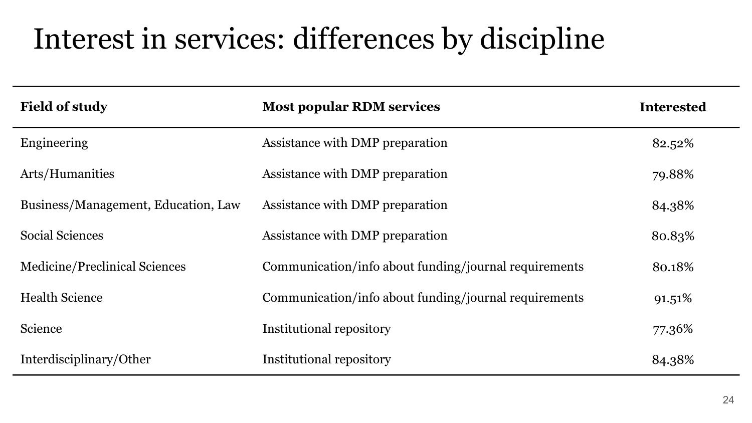# Interest in services: differences by discipline

| Field of study | Most popular RDM services | Interested |
|---|---|---|
| Engineering | Assistance with DMP preparation | 82.52% |
| Arts/Humanities | Assistance with DMP preparation | 79.88% |
| Business/Management, Education, Law | Assistance with DMP preparation | 84.38% |
| Social Sciences | Assistance with DMP preparation | 80.83% |
| Medicine/Preclinical Sciences | Communication/info about funding/journal requirements | 80.18% |
| Health Science | Communication/info about funding/journal requirements | 91.51% |
| Science | Institutional repository | 77.36% |
| Interdisciplinary/Other | Institutional repository | 84.38% |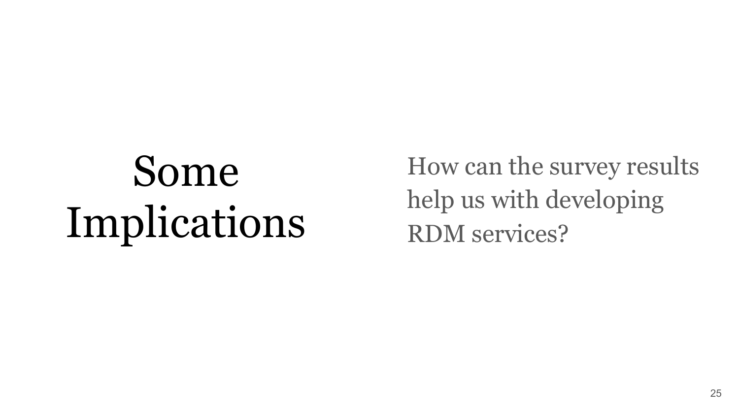# Some Implications

How can the survey results help us with developing RDM services?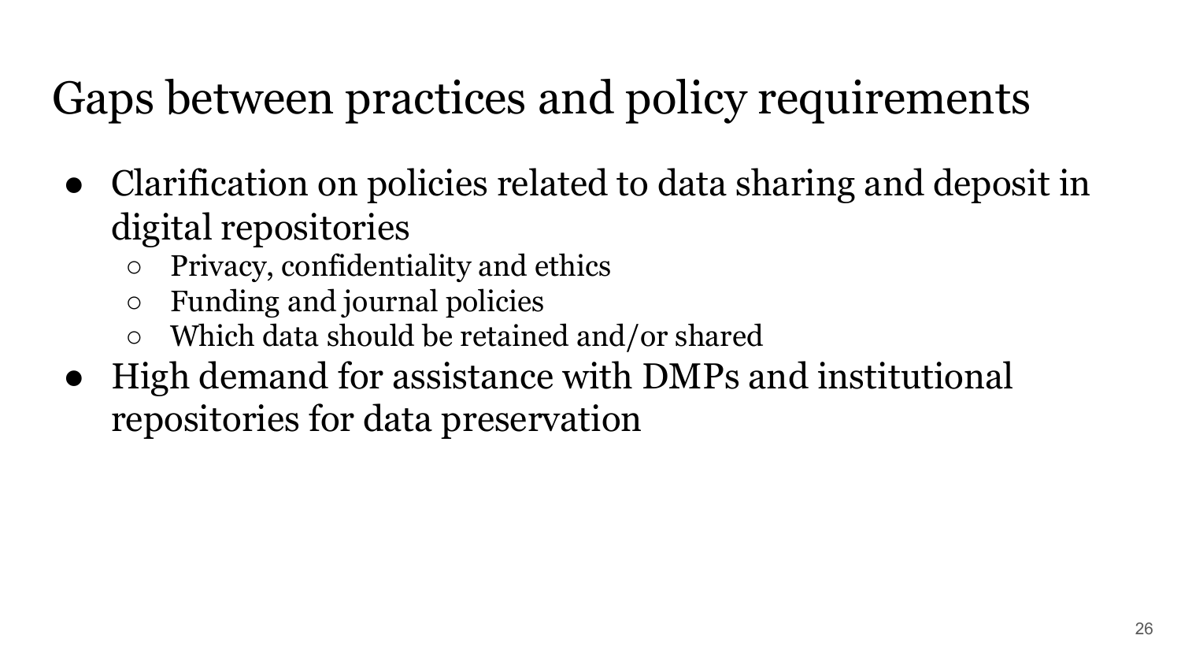# Gaps between practices and policy requirements

- Clarification on policies related to data sharing and deposit in digital repositories
  - Privacy, confidentiality and ethics
  - Funding and journal policies
  - Which data should be retained and/or shared
- High demand for assistance with DMPs and institutional repositories for data preservation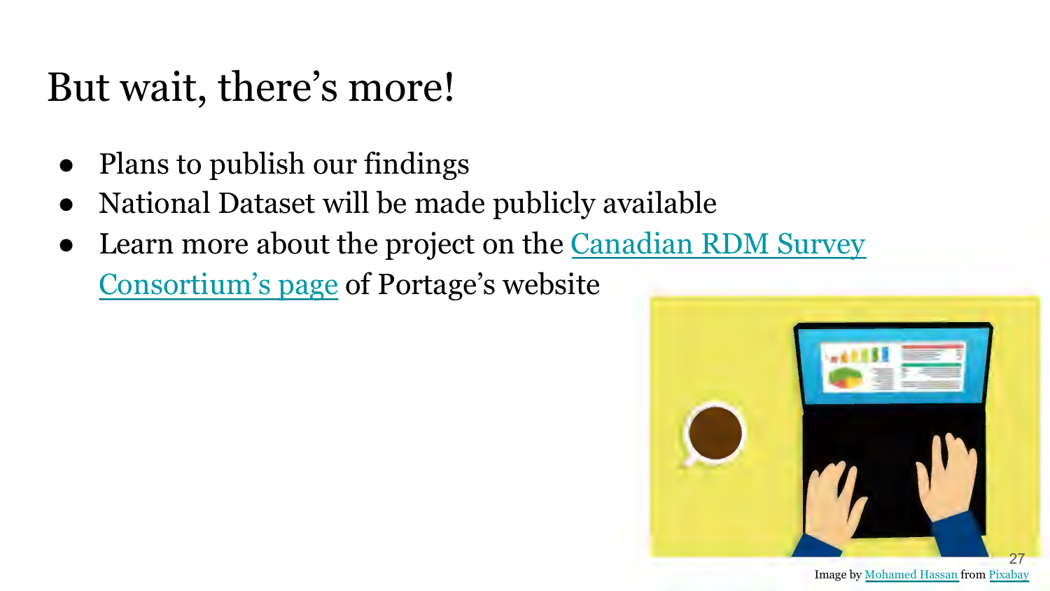# But wait, there's more!

- Plans to publish our findings
- National Dataset will be made publicly available
- Learn more about the project on the Canadian RDM Survey Consortium's page of Portage's website

Image by Mohamed Hassan from Pixabay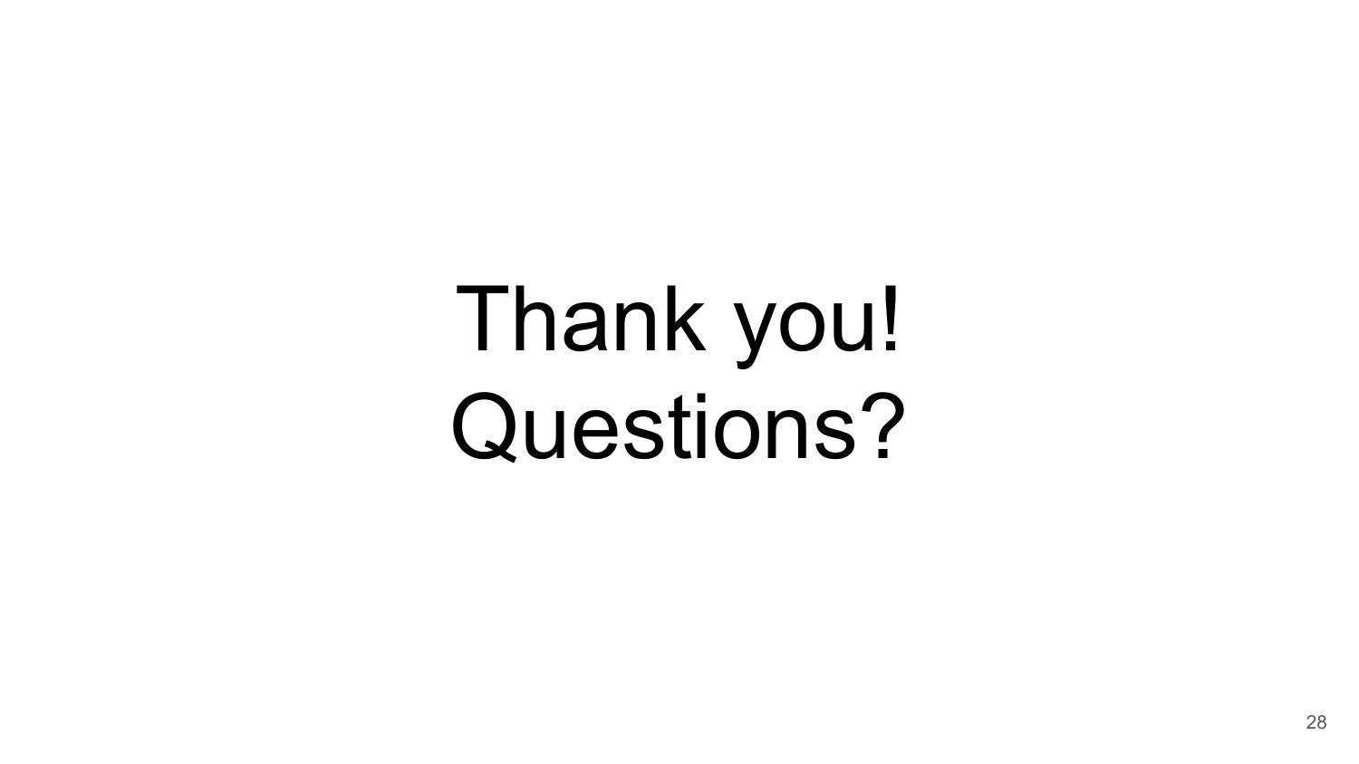Thank you!
Questions?